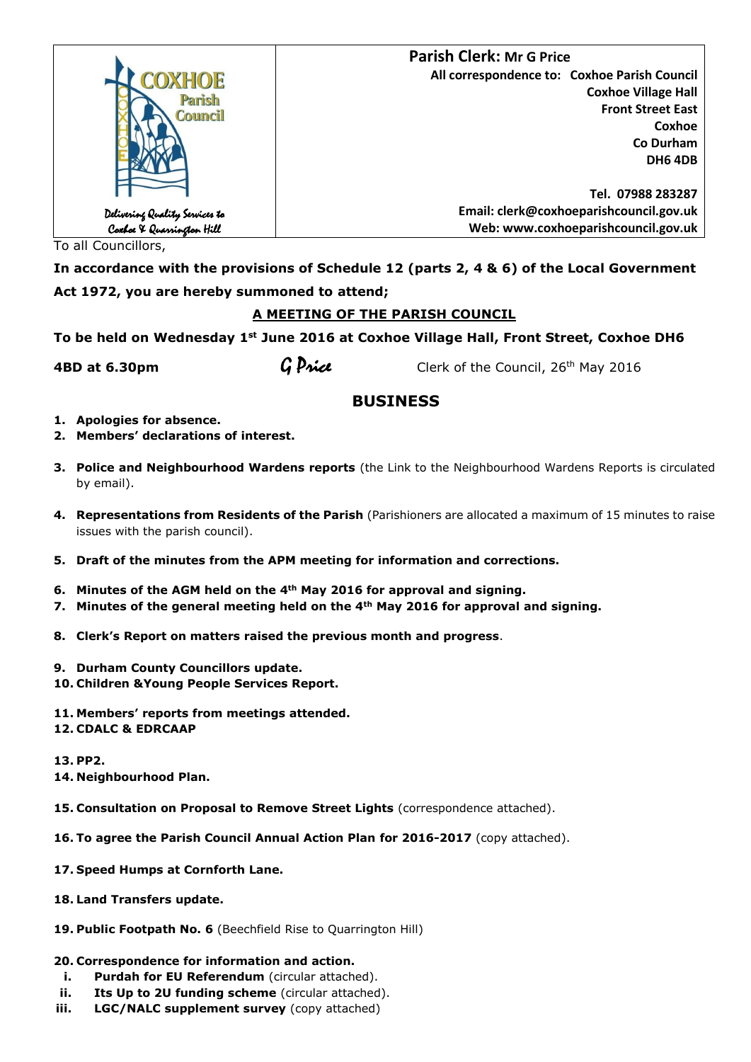COXHOE Parish Council

*Delivering Quality Services to Coxhoe & Quarrington Hill*

**Parish Clerk: Mr G Price**

**All correspondence to: Coxhoe Parish Council**
**Coxhoe Village Hall**
**Front Street East**
**Coxhoe**
**Co Durham**
**DH6 4DB**

**Tel. 07988 283287**
**Email: clerk@coxhoeparishcouncil.gov.uk**
**Web: www.coxhoeparishcouncil.gov.uk**

To all Councillors,

**In accordance with the provisions of Schedule 12 (parts 2, 4 & 6) of the Local Government Act 1972, you are hereby summoned to attend;**

**<u>A MEETING OF THE PARISH COUNCIL</u>**

**To be held on Wednesday 1st June 2016 at Coxhoe Village Hall, Front Street, Coxhoe DH6 4BD at 6.30pm**

*G Price* Clerk of the Council, 26th May 2016

## BUSINESS

1. **Apologies for absence.**
2. **Members' declarations of interest.**
3. **Police and Neighbourhood Wardens reports** (the Link to the Neighbourhood Wardens Reports is circulated by email).
4. **Representations from Residents of the Parish** (Parishioners are allocated a maximum of 15 minutes to raise issues with the parish council).
5. **Draft of the minutes from the APM meeting for information and corrections.**
6. **Minutes of the AGM held on the 4th May 2016 for approval and signing.**
7. **Minutes of the general meeting held on the 4th May 2016 for approval and signing.**
8. **Clerk's Report on matters raised the previous month and progress**.
9. **Durham County Councillors update.**
10. **Children &Young People Services Report.**
11. **Members' reports from meetings attended.**
12. **CDALC & EDRCAAP**
13. **PP2.**
14. **Neighbourhood Plan.**
15. **Consultation on Proposal to Remove Street Lights** (correspondence attached).
16. **To agree the Parish Council Annual Action Plan for 2016-2017** (copy attached).
17. **Speed Humps at Cornforth Lane.**
18. **Land Transfers update.**
19. **Public Footpath No. 6** (Beechfield Rise to Quarrington Hill)
20. **Correspondence for information and action.**
    i. **Purdah for EU Referendum** (circular attached).
    ii. **Its Up to 2U funding scheme** (circular attached).
    iii. **LGC/NALC supplement survey** (copy attached)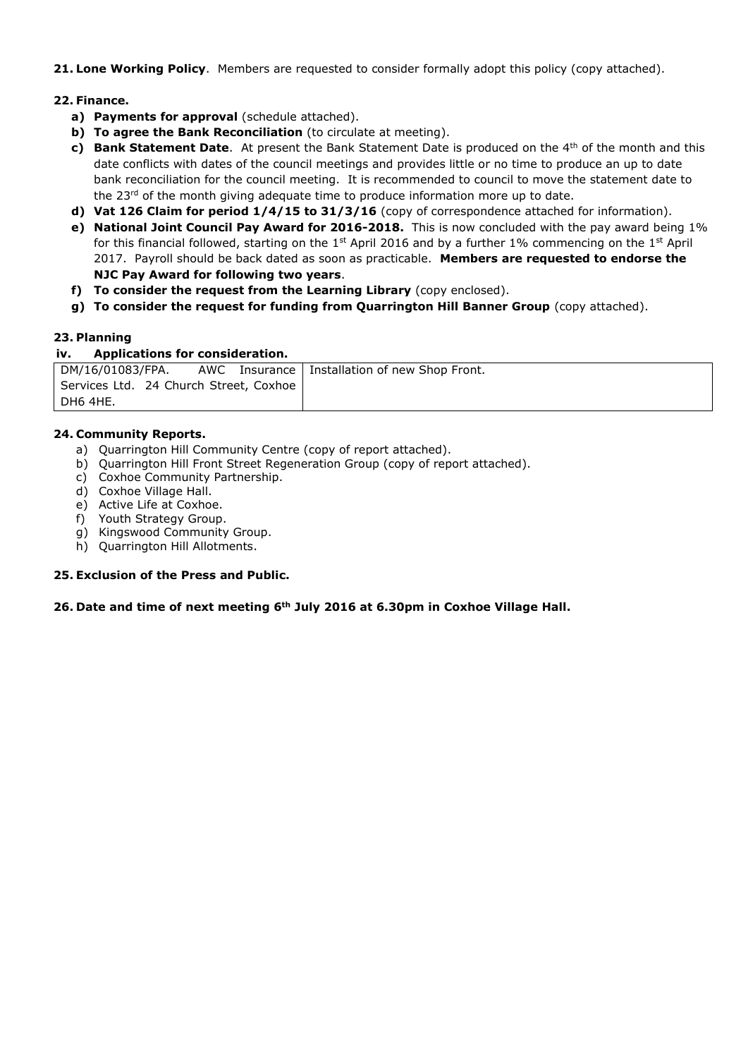**21. Lone Working Policy**. Members are requested to consider formally adopt this policy (copy attached).

**22. Finance.**

- **a) Payments for approval** (schedule attached).
- **b) To agree the Bank Reconciliation** (to circulate at meeting).
- **c) Bank Statement Date**. At present the Bank Statement Date is produced on the 4th of the month and this date conflicts with dates of the council meetings and provides little or no time to produce an up to date bank reconciliation for the council meeting. It is recommended to council to move the statement date to the 23rd of the month giving adequate time to produce information more up to date.
- **d) Vat 126 Claim for period 1/4/15 to 31/3/16** (copy of correspondence attached for information).
- **e) National Joint Council Pay Award for 2016-2018.** This is now concluded with the pay award being 1% for this financial followed, starting on the 1st April 2016 and by a further 1% commencing on the 1st April 2017. Payroll should be back dated as soon as practicable. **Members are requested to endorse the NJC Pay Award for following two years**.
- **f) To consider the request from the Learning Library** (copy enclosed).
- **g) To consider the request for funding from Quarrington Hill Banner Group** (copy attached).

**23. Planning**

**iv. Applications for consideration.**

| | |
|---|---|
| DM/16/01083/FPA. AWC Insurance Services Ltd. 24 Church Street, Coxhoe DH6 4HE. | Installation of new Shop Front. |

**24. Community Reports.**

- a) Quarrington Hill Community Centre (copy of report attached).
- b) Quarrington Hill Front Street Regeneration Group (copy of report attached).
- c) Coxhoe Community Partnership.
- d) Coxhoe Village Hall.
- e) Active Life at Coxhoe.
- f) Youth Strategy Group.
- g) Kingswood Community Group.
- h) Quarrington Hill Allotments.

**25. Exclusion of the Press and Public.**

**26. Date and time of next meeting 6th July 2016 at 6.30pm in Coxhoe Village Hall.**